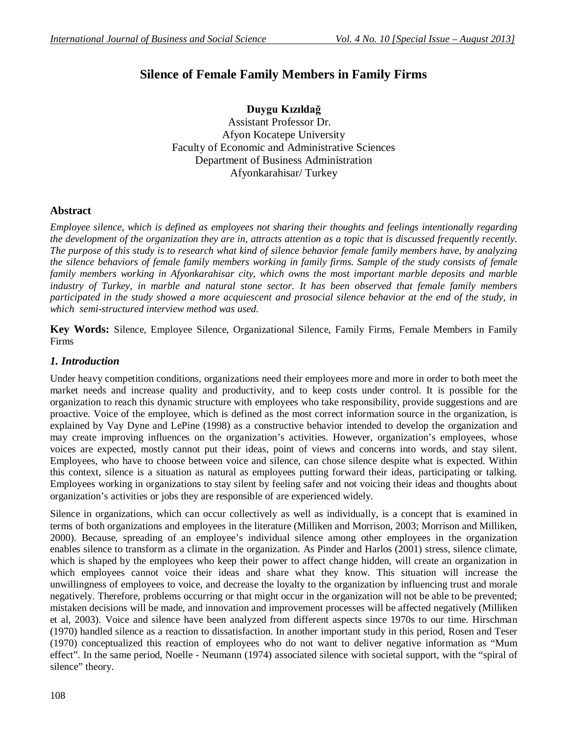# Silence of Female Family Members in Family Firms

**Duygu Kızıldağ**
Assistant Professor Dr.
Afyon Kocatepe University
Faculty of Economic and Administrative Sciences
Department of Business Administration
Afyonkarahisar/ Turkey

## Abstract

*Employee silence, which is defined as employees not sharing their thoughts and feelings intentionally regarding the development of the organization they are in, attracts attention as a topic that is discussed frequently recently. The purpose of this study is to research what kind of silence behavior female family members have, by analyzing the silence behaviors of female family members working in family firms. Sample of the study consists of female family members working in Afyonkarahisar city, which owns the most important marble deposits and marble industry of Turkey, in marble and natural stone sector. It has been observed that female family members participated in the study showed a more acquiescent and prosocial silence behavior at the end of the study, in which semi-structured interview method was used.*

**Key Words:** Silence, Employee Silence, Organizational Silence, Family Firms, Female Members in Family Firms

## *1. Introduction*

Under heavy competition conditions, organizations need their employees more and more in order to both meet the market needs and increase quality and productivity, and to keep costs under control. It is possible for the organization to reach this dynamic structure with employees who take responsibility, provide suggestions and are proactive. Voice of the employee, which is defined as the most correct information source in the organization, is explained by Vay Dyne and LePine (1998) as a constructive behavior intended to develop the organization and may create improving influences on the organization's activities. However, organization's employees, whose voices are expected, mostly cannot put their ideas, point of views and concerns into words, and stay silent. Employees, who have to choose between voice and silence, can chose silence despite what is expected. Within this context, silence is a situation as natural as employees putting forward their ideas, participating or talking. Employees working in organizations to stay silent by feeling safer and not voicing their ideas and thoughts about organization's activities or jobs they are responsible of are experienced widely.

Silence in organizations, which can occur collectively as well as individually, is a concept that is examined in terms of both organizations and employees in the literature (Milliken and Morrison, 2003; Morrison and Milliken, 2000). Because, spreading of an employee's individual silence among other employees in the organization enables silence to transform as a climate in the organization. As Pinder and Harlos (2001) stress, silence climate, which is shaped by the employees who keep their power to affect change hidden, will create an organization in which employees cannot voice their ideas and share what they know. This situation will increase the unwillingness of employees to voice, and decrease the loyalty to the organization by influencing trust and morale negatively. Therefore, problems occurring or that might occur in the organization will not be able to be prevented; mistaken decisions will be made, and innovation and improvement processes will be affected negatively (Milliken et al, 2003). Voice and silence have been analyzed from different aspects since 1970s to our time. Hirschman (1970) handled silence as a reaction to dissatisfaction. In another important study in this period, Rosen and Teser (1970) conceptualized this reaction of employees who do not want to deliver negative information as "Mum effect". In the same period, Noelle - Neumann (1974) associated silence with societal support, with the "spiral of silence" theory.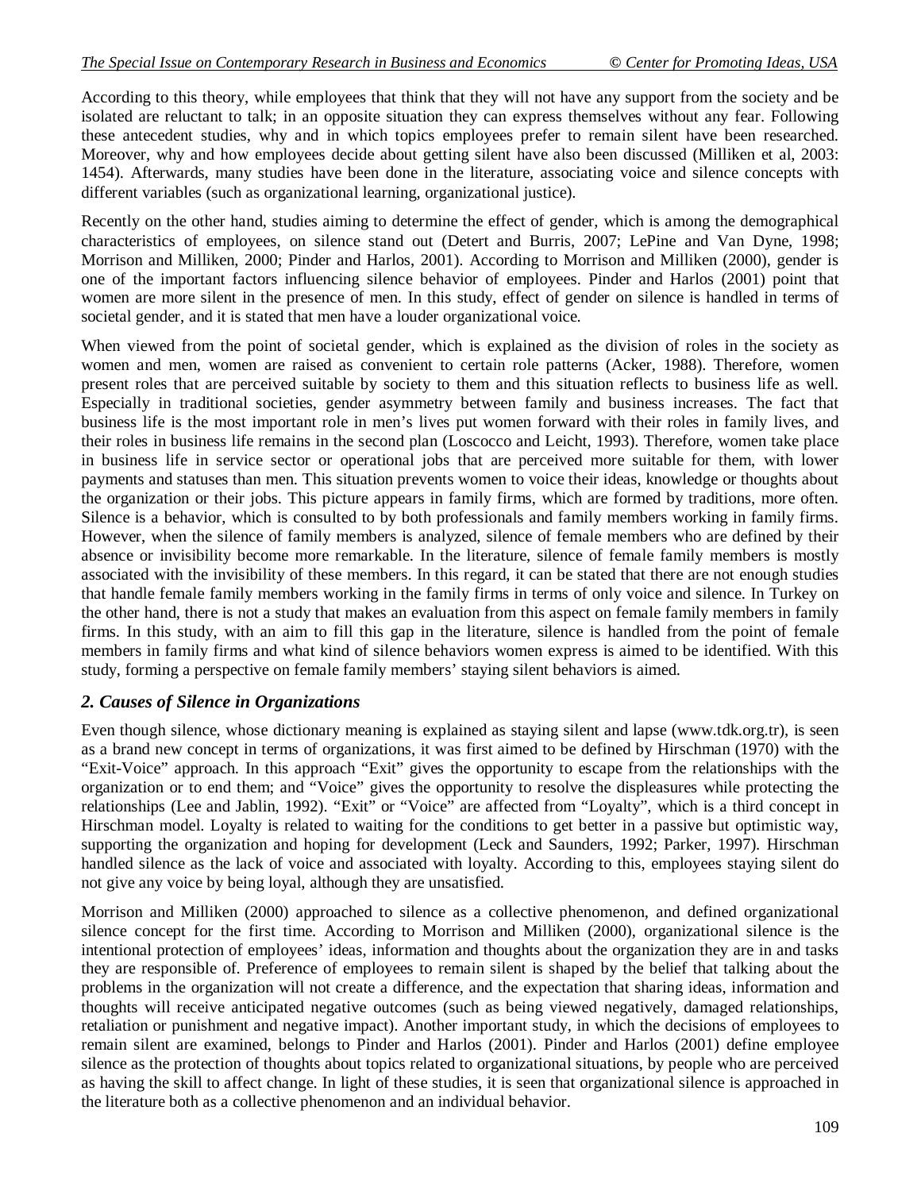According to this theory, while employees that think that they will not have any support from the society and be isolated are reluctant to talk; in an opposite situation they can express themselves without any fear. Following these antecedent studies, why and in which topics employees prefer to remain silent have been researched. Moreover, why and how employees decide about getting silent have also been discussed (Milliken et al, 2003: 1454). Afterwards, many studies have been done in the literature, associating voice and silence concepts with different variables (such as organizational learning, organizational justice).

Recently on the other hand, studies aiming to determine the effect of gender, which is among the demographical characteristics of employees, on silence stand out (Detert and Burris, 2007; LePine and Van Dyne, 1998; Morrison and Milliken, 2000; Pinder and Harlos, 2001). According to Morrison and Milliken (2000), gender is one of the important factors influencing silence behavior of employees. Pinder and Harlos (2001) point that women are more silent in the presence of men. In this study, effect of gender on silence is handled in terms of societal gender, and it is stated that men have a louder organizational voice.

When viewed from the point of societal gender, which is explained as the division of roles in the society as women and men, women are raised as convenient to certain role patterns (Acker, 1988). Therefore, women present roles that are perceived suitable by society to them and this situation reflects to business life as well. Especially in traditional societies, gender asymmetry between family and business increases. The fact that business life is the most important role in men's lives put women forward with their roles in family lives, and their roles in business life remains in the second plan (Loscocco and Leicht, 1993). Therefore, women take place in business life in service sector or operational jobs that are perceived more suitable for them, with lower payments and statuses than men. This situation prevents women to voice their ideas, knowledge or thoughts about the organization or their jobs. This picture appears in family firms, which are formed by traditions, more often. Silence is a behavior, which is consulted to by both professionals and family members working in family firms. However, when the silence of family members is analyzed, silence of female members who are defined by their absence or invisibility become more remarkable. In the literature, silence of female family members is mostly associated with the invisibility of these members. In this regard, it can be stated that there are not enough studies that handle female family members working in the family firms in terms of only voice and silence. In Turkey on the other hand, there is not a study that makes an evaluation from this aspect on female family members in family firms. In this study, with an aim to fill this gap in the literature, silence is handled from the point of female members in family firms and what kind of silence behaviors women express is aimed to be identified. With this study, forming a perspective on female family members' staying silent behaviors is aimed.

## *2. Causes of Silence in Organizations*

Even though silence, whose dictionary meaning is explained as staying silent and lapse (www.tdk.org.tr), is seen as a brand new concept in terms of organizations, it was first aimed to be defined by Hirschman (1970) with the "Exit-Voice" approach. In this approach "Exit" gives the opportunity to escape from the relationships with the organization or to end them; and "Voice" gives the opportunity to resolve the displeasures while protecting the relationships (Lee and Jablin, 1992). "Exit" or "Voice" are affected from "Loyalty", which is a third concept in Hirschman model. Loyalty is related to waiting for the conditions to get better in a passive but optimistic way, supporting the organization and hoping for development (Leck and Saunders, 1992; Parker, 1997). Hirschman handled silence as the lack of voice and associated with loyalty. According to this, employees staying silent do not give any voice by being loyal, although they are unsatisfied.

Morrison and Milliken (2000) approached to silence as a collective phenomenon, and defined organizational silence concept for the first time. According to Morrison and Milliken (2000), organizational silence is the intentional protection of employees' ideas, information and thoughts about the organization they are in and tasks they are responsible of. Preference of employees to remain silent is shaped by the belief that talking about the problems in the organization will not create a difference, and the expectation that sharing ideas, information and thoughts will receive anticipated negative outcomes (such as being viewed negatively, damaged relationships, retaliation or punishment and negative impact). Another important study, in which the decisions of employees to remain silent are examined, belongs to Pinder and Harlos (2001). Pinder and Harlos (2001) define employee silence as the protection of thoughts about topics related to organizational situations, by people who are perceived as having the skill to affect change. In light of these studies, it is seen that organizational silence is approached in the literature both as a collective phenomenon and an individual behavior.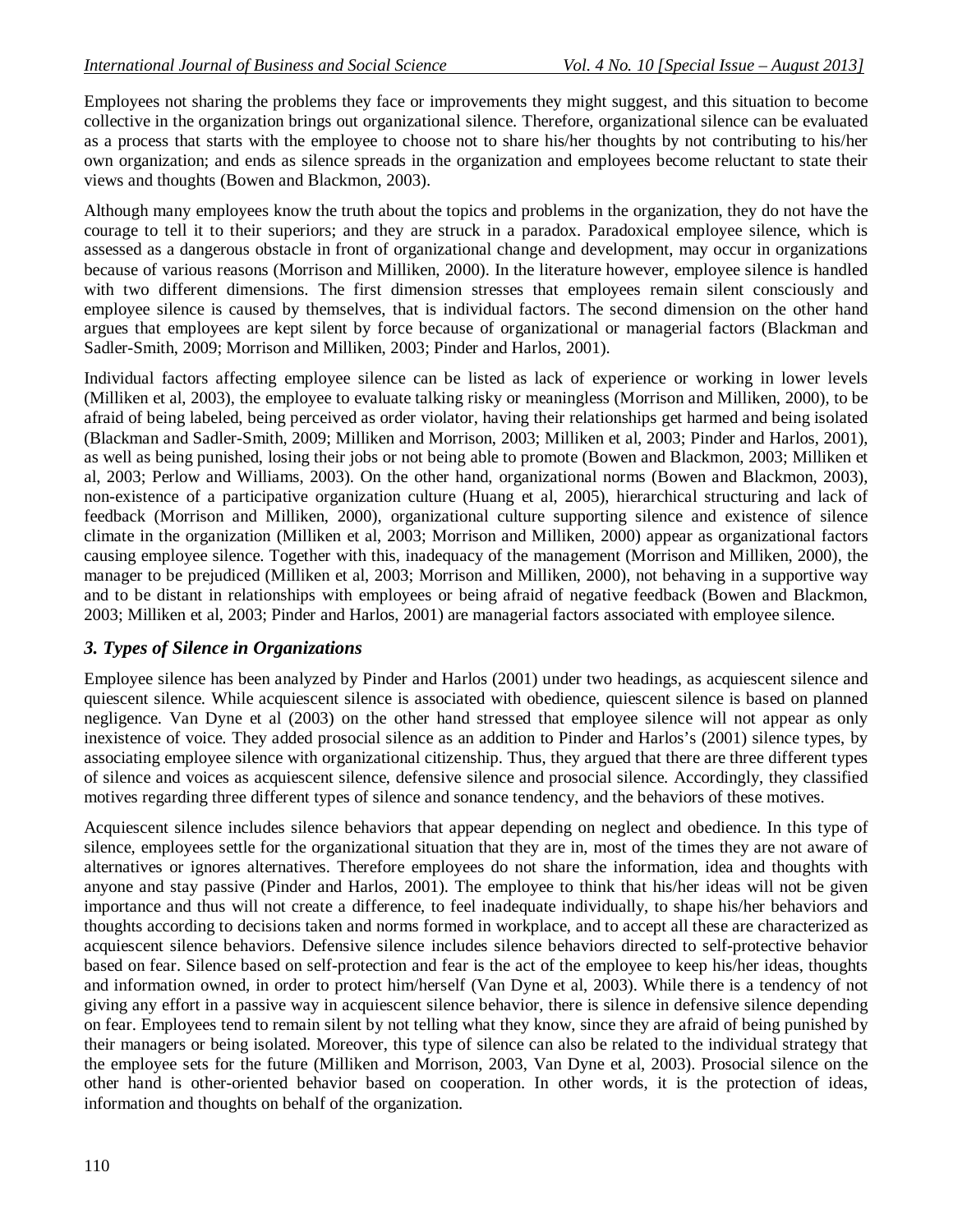Employees not sharing the problems they face or improvements they might suggest, and this situation to become collective in the organization brings out organizational silence. Therefore, organizational silence can be evaluated as a process that starts with the employee to choose not to share his/her thoughts by not contributing to his/her own organization; and ends as silence spreads in the organization and employees become reluctant to state their views and thoughts (Bowen and Blackmon, 2003).

Although many employees know the truth about the topics and problems in the organization, they do not have the courage to tell it to their superiors; and they are struck in a paradox. Paradoxical employee silence, which is assessed as a dangerous obstacle in front of organizational change and development, may occur in organizations because of various reasons (Morrison and Milliken, 2000). In the literature however, employee silence is handled with two different dimensions. The first dimension stresses that employees remain silent consciously and employee silence is caused by themselves, that is individual factors. The second dimension on the other hand argues that employees are kept silent by force because of organizational or managerial factors (Blackman and Sadler-Smith, 2009; Morrison and Milliken, 2003; Pinder and Harlos, 2001).

Individual factors affecting employee silence can be listed as lack of experience or working in lower levels (Milliken et al, 2003), the employee to evaluate talking risky or meaningless (Morrison and Milliken, 2000), to be afraid of being labeled, being perceived as order violator, having their relationships get harmed and being isolated (Blackman and Sadler-Smith, 2009; Milliken and Morrison, 2003; Milliken et al, 2003; Pinder and Harlos, 2001), as well as being punished, losing their jobs or not being able to promote (Bowen and Blackmon, 2003; Milliken et al, 2003; Perlow and Williams, 2003). On the other hand, organizational norms (Bowen and Blackmon, 2003), non-existence of a participative organization culture (Huang et al, 2005), hierarchical structuring and lack of feedback (Morrison and Milliken, 2000), organizational culture supporting silence and existence of silence climate in the organization (Milliken et al, 2003; Morrison and Milliken, 2000) appear as organizational factors causing employee silence. Together with this, inadequacy of the management (Morrison and Milliken, 2000), the manager to be prejudiced (Milliken et al, 2003; Morrison and Milliken, 2000), not behaving in a supportive way and to be distant in relationships with employees or being afraid of negative feedback (Bowen and Blackmon, 2003; Milliken et al, 2003; Pinder and Harlos, 2001) are managerial factors associated with employee silence.

### *3. Types of Silence in Organizations*

Employee silence has been analyzed by Pinder and Harlos (2001) under two headings, as acquiescent silence and quiescent silence. While acquiescent silence is associated with obedience, quiescent silence is based on planned negligence. Van Dyne et al (2003) on the other hand stressed that employee silence will not appear as only inexistence of voice. They added prosocial silence as an addition to Pinder and Harlos's (2001) silence types, by associating employee silence with organizational citizenship. Thus, they argued that there are three different types of silence and voices as acquiescent silence, defensive silence and prosocial silence. Accordingly, they classified motives regarding three different types of silence and sonance tendency, and the behaviors of these motives.

Acquiescent silence includes silence behaviors that appear depending on neglect and obedience. In this type of silence, employees settle for the organizational situation that they are in, most of the times they are not aware of alternatives or ignores alternatives. Therefore employees do not share the information, idea and thoughts with anyone and stay passive (Pinder and Harlos, 2001). The employee to think that his/her ideas will not be given importance and thus will not create a difference, to feel inadequate individually, to shape his/her behaviors and thoughts according to decisions taken and norms formed in workplace, and to accept all these are characterized as acquiescent silence behaviors. Defensive silence includes silence behaviors directed to self-protective behavior based on fear. Silence based on self-protection and fear is the act of the employee to keep his/her ideas, thoughts and information owned, in order to protect him/herself (Van Dyne et al, 2003). While there is a tendency of not giving any effort in a passive way in acquiescent silence behavior, there is silence in defensive silence depending on fear. Employees tend to remain silent by not telling what they know, since they are afraid of being punished by their managers or being isolated. Moreover, this type of silence can also be related to the individual strategy that the employee sets for the future (Milliken and Morrison, 2003, Van Dyne et al, 2003). Prosocial silence on the other hand is other-oriented behavior based on cooperation. In other words, it is the protection of ideas, information and thoughts on behalf of the organization.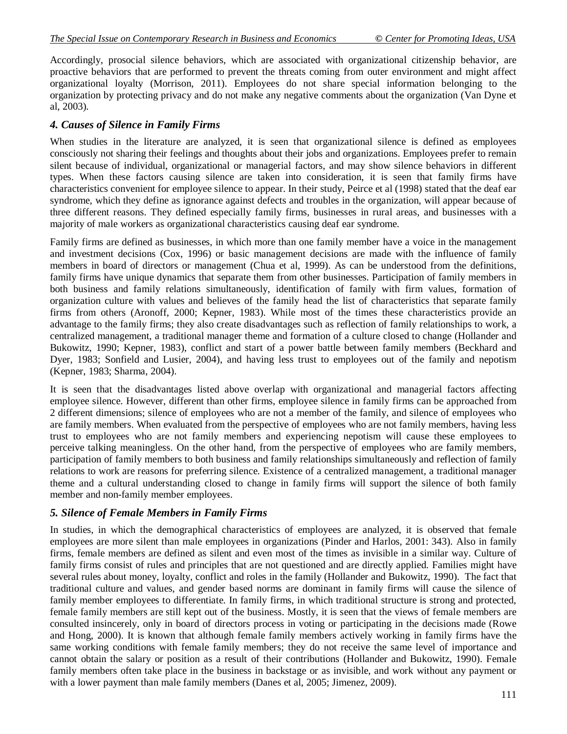Accordingly, prosocial silence behaviors, which are associated with organizational citizenship behavior, are proactive behaviors that are performed to prevent the threats coming from outer environment and might affect organizational loyalty (Morrison, 2011). Employees do not share special information belonging to the organization by protecting privacy and do not make any negative comments about the organization (Van Dyne et al, 2003).

### *4. Causes of Silence in Family Firms*

When studies in the literature are analyzed, it is seen that organizational silence is defined as employees consciously not sharing their feelings and thoughts about their jobs and organizations. Employees prefer to remain silent because of individual, organizational or managerial factors, and may show silence behaviors in different types. When these factors causing silence are taken into consideration, it is seen that family firms have characteristics convenient for employee silence to appear. In their study, Peirce et al (1998) stated that the deaf ear syndrome, which they define as ignorance against defects and troubles in the organization, will appear because of three different reasons. They defined especially family firms, businesses in rural areas, and businesses with a majority of male workers as organizational characteristics causing deaf ear syndrome.

Family firms are defined as businesses, in which more than one family member have a voice in the management and investment decisions (Cox, 1996) or basic management decisions are made with the influence of family members in board of directors or management (Chua et al, 1999). As can be understood from the definitions, family firms have unique dynamics that separate them from other businesses. Participation of family members in both business and family relations simultaneously, identification of family with firm values, formation of organization culture with values and believes of the family head the list of characteristics that separate family firms from others (Aronoff, 2000; Kepner, 1983). While most of the times these characteristics provide an advantage to the family firms; they also create disadvantages such as reflection of family relationships to work, a centralized management, a traditional manager theme and formation of a culture closed to change (Hollander and Bukowitz, 1990; Kepner, 1983), conflict and start of a power battle between family members (Beckhard and Dyer, 1983; Sonfield and Lusier, 2004), and having less trust to employees out of the family and nepotism (Kepner, 1983; Sharma, 2004).

It is seen that the disadvantages listed above overlap with organizational and managerial factors affecting employee silence. However, different than other firms, employee silence in family firms can be approached from 2 different dimensions; silence of employees who are not a member of the family, and silence of employees who are family members. When evaluated from the perspective of employees who are not family members, having less trust to employees who are not family members and experiencing nepotism will cause these employees to perceive talking meaningless. On the other hand, from the perspective of employees who are family members, participation of family members to both business and family relationships simultaneously and reflection of family relations to work are reasons for preferring silence. Existence of a centralized management, a traditional manager theme and a cultural understanding closed to change in family firms will support the silence of both family member and non-family member employees.

### *5. Silence of Female Members in Family Firms*

In studies, in which the demographical characteristics of employees are analyzed, it is observed that female employees are more silent than male employees in organizations (Pinder and Harlos, 2001: 343). Also in family firms, female members are defined as silent and even most of the times as invisible in a similar way. Culture of family firms consist of rules and principles that are not questioned and are directly applied. Families might have several rules about money, loyalty, conflict and roles in the family (Hollander and Bukowitz, 1990). The fact that traditional culture and values, and gender based norms are dominant in family firms will cause the silence of family member employees to differentiate. In family firms, in which traditional structure is strong and protected, female family members are still kept out of the business. Mostly, it is seen that the views of female members are consulted insincerely, only in board of directors process in voting or participating in the decisions made (Rowe and Hong, 2000). It is known that although female family members actively working in family firms have the same working conditions with female family members; they do not receive the same level of importance and cannot obtain the salary or position as a result of their contributions (Hollander and Bukowitz, 1990). Female family members often take place in the business in backstage or as invisible, and work without any payment or with a lower payment than male family members (Danes et al, 2005; Jimenez, 2009).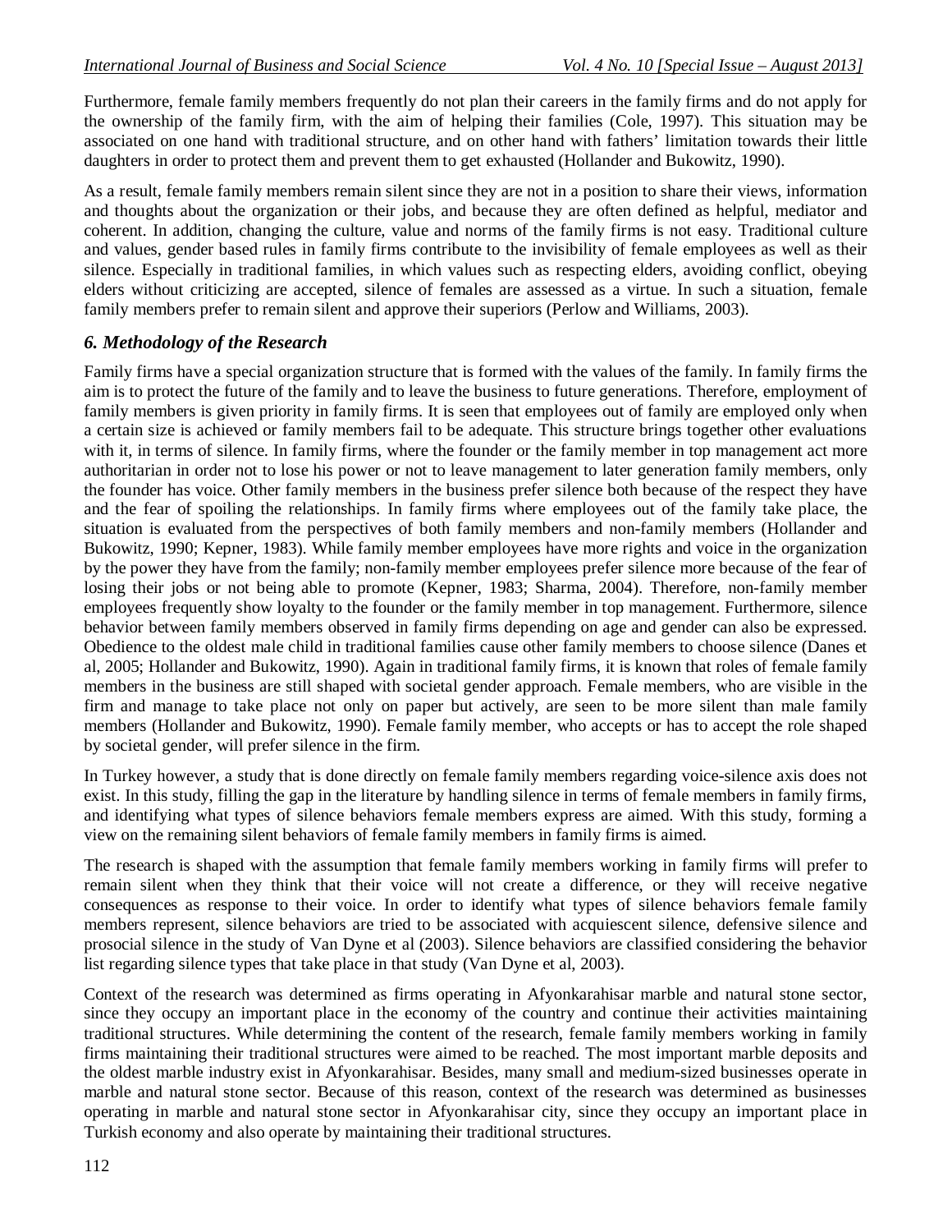Furthermore, female family members frequently do not plan their careers in the family firms and do not apply for the ownership of the family firm, with the aim of helping their families (Cole, 1997). This situation may be associated on one hand with traditional structure, and on other hand with fathers' limitation towards their little daughters in order to protect them and prevent them to get exhausted (Hollander and Bukowitz, 1990).

As a result, female family members remain silent since they are not in a position to share their views, information and thoughts about the organization or their jobs, and because they are often defined as helpful, mediator and coherent. In addition, changing the culture, value and norms of the family firms is not easy. Traditional culture and values, gender based rules in family firms contribute to the invisibility of female employees as well as their silence. Especially in traditional families, in which values such as respecting elders, avoiding conflict, obeying elders without criticizing are accepted, silence of females are assessed as a virtue. In such a situation, female family members prefer to remain silent and approve their superiors (Perlow and Williams, 2003).

## *6. Methodology of the Research*

Family firms have a special organization structure that is formed with the values of the family. In family firms the aim is to protect the future of the family and to leave the business to future generations. Therefore, employment of family members is given priority in family firms. It is seen that employees out of family are employed only when a certain size is achieved or family members fail to be adequate. This structure brings together other evaluations with it, in terms of silence. In family firms, where the founder or the family member in top management act more authoritarian in order not to lose his power or not to leave management to later generation family members, only the founder has voice. Other family members in the business prefer silence both because of the respect they have and the fear of spoiling the relationships. In family firms where employees out of the family take place, the situation is evaluated from the perspectives of both family members and non-family members (Hollander and Bukowitz, 1990; Kepner, 1983). While family member employees have more rights and voice in the organization by the power they have from the family; non-family member employees prefer silence more because of the fear of losing their jobs or not being able to promote (Kepner, 1983; Sharma, 2004). Therefore, non-family member employees frequently show loyalty to the founder or the family member in top management. Furthermore, silence behavior between family members observed in family firms depending on age and gender can also be expressed. Obedience to the oldest male child in traditional families cause other family members to choose silence (Danes et al, 2005; Hollander and Bukowitz, 1990). Again in traditional family firms, it is known that roles of female family members in the business are still shaped with societal gender approach. Female members, who are visible in the firm and manage to take place not only on paper but actively, are seen to be more silent than male family members (Hollander and Bukowitz, 1990). Female family member, who accepts or has to accept the role shaped by societal gender, will prefer silence in the firm.

In Turkey however, a study that is done directly on female family members regarding voice-silence axis does not exist. In this study, filling the gap in the literature by handling silence in terms of female members in family firms, and identifying what types of silence behaviors female members express are aimed. With this study, forming a view on the remaining silent behaviors of female family members in family firms is aimed.

The research is shaped with the assumption that female family members working in family firms will prefer to remain silent when they think that their voice will not create a difference, or they will receive negative consequences as response to their voice. In order to identify what types of silence behaviors female family members represent, silence behaviors are tried to be associated with acquiescent silence, defensive silence and prosocial silence in the study of Van Dyne et al (2003). Silence behaviors are classified considering the behavior list regarding silence types that take place in that study (Van Dyne et al, 2003).

Context of the research was determined as firms operating in Afyonkarahisar marble and natural stone sector, since they occupy an important place in the economy of the country and continue their activities maintaining traditional structures. While determining the content of the research, female family members working in family firms maintaining their traditional structures were aimed to be reached. The most important marble deposits and the oldest marble industry exist in Afyonkarahisar. Besides, many small and medium-sized businesses operate in marble and natural stone sector. Because of this reason, context of the research was determined as businesses operating in marble and natural stone sector in Afyonkarahisar city, since they occupy an important place in Turkish economy and also operate by maintaining their traditional structures.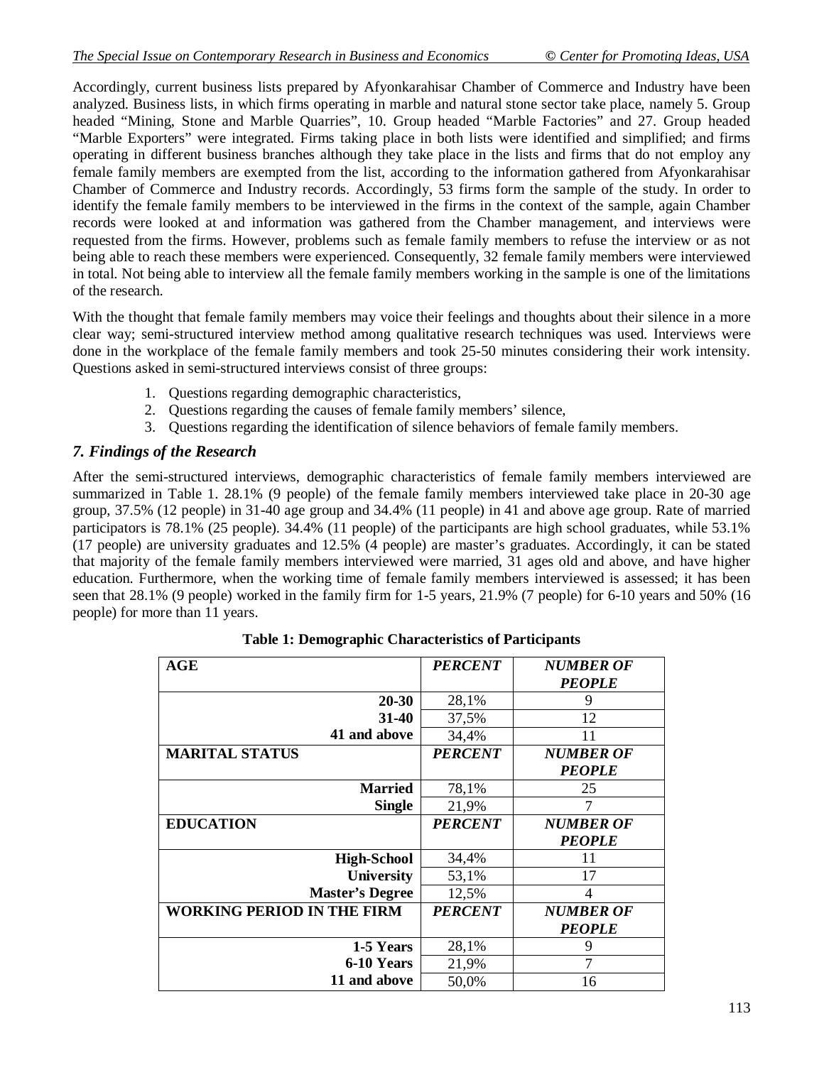Accordingly, current business lists prepared by Afyonkarahisar Chamber of Commerce and Industry have been analyzed. Business lists, in which firms operating in marble and natural stone sector take place, namely 5. Group headed "Mining, Stone and Marble Quarries", 10. Group headed "Marble Factories" and 27. Group headed "Marble Exporters" were integrated. Firms taking place in both lists were identified and simplified; and firms operating in different business branches although they take place in the lists and firms that do not employ any female family members are exempted from the list, according to the information gathered from Afyonkarahisar Chamber of Commerce and Industry records. Accordingly, 53 firms form the sample of the study. In order to identify the female family members to be interviewed in the firms in the context of the sample, again Chamber records were looked at and information was gathered from the Chamber management, and interviews were requested from the firms. However, problems such as female family members to refuse the interview or as not being able to reach these members were experienced. Consequently, 32 female family members were interviewed in total. Not being able to interview all the female family members working in the sample is one of the limitations of the research.

With the thought that female family members may voice their feelings and thoughts about their silence in a more clear way; semi-structured interview method among qualitative research techniques was used. Interviews were done in the workplace of the female family members and took 25-50 minutes considering their work intensity. Questions asked in semi-structured interviews consist of three groups:

1. Questions regarding demographic characteristics,
2. Questions regarding the causes of female family members' silence,
3. Questions regarding the identification of silence behaviors of female family members.

## *7. Findings of the Research*

After the semi-structured interviews, demographic characteristics of female family members interviewed are summarized in Table 1. 28.1% (9 people) of the female family members interviewed take place in 20-30 age group, 37.5% (12 people) in 31-40 age group and 34.4% (11 people) in 41 and above age group. Rate of married participators is 78.1% (25 people). 34.4% (11 people) of the participants are high school graduates, while 53.1% (17 people) are university graduates and 12.5% (4 people) are master's graduates. Accordingly, it can be stated that majority of the female family members interviewed were married, 31 ages old and above, and have higher education. Furthermore, when the working time of female family members interviewed is assessed; it has been seen that 28.1% (9 people) worked in the family firm for 1-5 years, 21.9% (7 people) for 6-10 years and 50% (16 people) for more than 11 years.

**Table 1: Demographic Characteristics of Participants**

| **AGE** | ***PERCENT*** | ***NUMBER OF PEOPLE*** |
|---|---|---|
| **20-30** | 28,1% | 9 |
| **31-40** | 37,5% | 12 |
| **41 and above** | 34,4% | 11 |
| **MARITAL STATUS** | ***PERCENT*** | ***NUMBER OF PEOPLE*** |
| **Married** | 78,1% | 25 |
| **Single** | 21,9% | 7 |
| **EDUCATION** | ***PERCENT*** | ***NUMBER OF PEOPLE*** |
| **High-School** | 34,4% | 11 |
| **University** | 53,1% | 17 |
| **Master's Degree** | 12,5% | 4 |
| **WORKING PERIOD IN THE FIRM** | ***PERCENT*** | ***NUMBER OF PEOPLE*** |
| **1-5 Years** | 28,1% | 9 |
| **6-10 Years** | 21,9% | 7 |
| **11 and above** | 50,0% | 16 |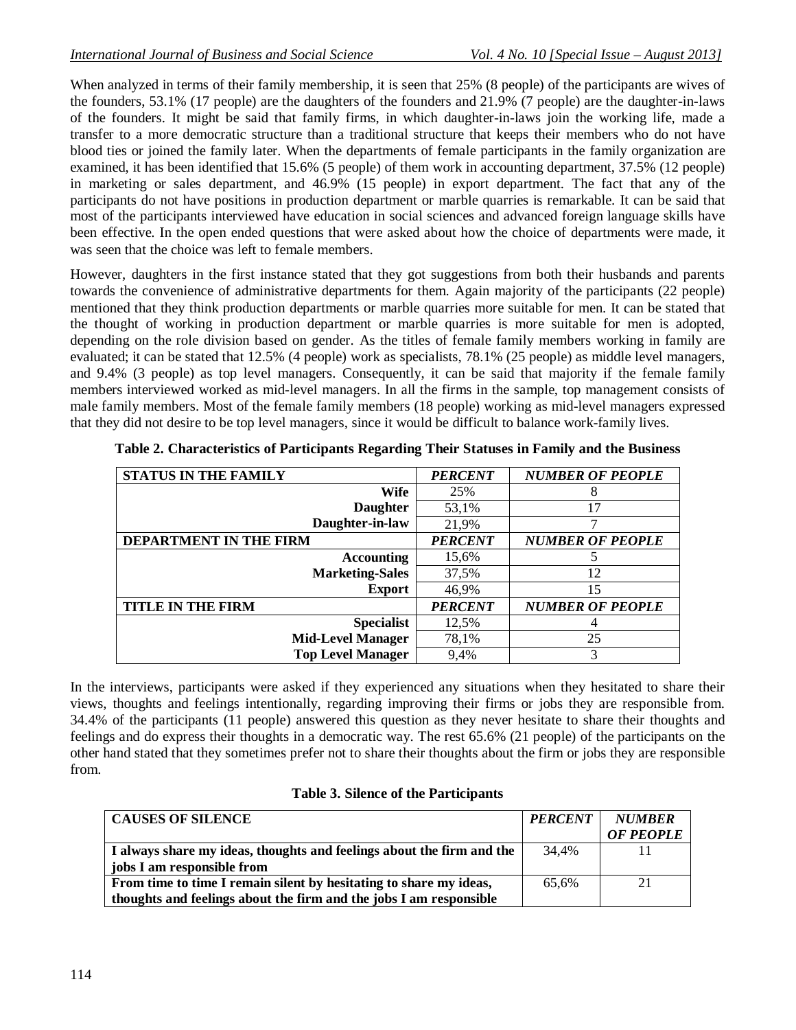When analyzed in terms of their family membership, it is seen that 25% (8 people) of the participants are wives of the founders, 53.1% (17 people) are the daughters of the founders and 21.9% (7 people) are the daughter-in-laws of the founders. It might be said that family firms, in which daughter-in-laws join the working life, made a transfer to a more democratic structure than a traditional structure that keeps their members who do not have blood ties or joined the family later. When the departments of female participants in the family organization are examined, it has been identified that 15.6% (5 people) of them work in accounting department, 37.5% (12 people) in marketing or sales department, and 46.9% (15 people) in export department. The fact that any of the participants do not have positions in production department or marble quarries is remarkable. It can be said that most of the participants interviewed have education in social sciences and advanced foreign language skills have been effective. In the open ended questions that were asked about how the choice of departments were made, it was seen that the choice was left to female members.

However, daughters in the first instance stated that they got suggestions from both their husbands and parents towards the convenience of administrative departments for them. Again majority of the participants (22 people) mentioned that they think production departments or marble quarries more suitable for men. It can be stated that the thought of working in production department or marble quarries is more suitable for men is adopted, depending on the role division based on gender. As the titles of female family members working in family are evaluated; it can be stated that 12.5% (4 people) work as specialists, 78.1% (25 people) as middle level managers, and 9.4% (3 people) as top level managers. Consequently, it can be said that majority if the female family members interviewed worked as mid-level managers. In all the firms in the sample, top management consists of male family members. Most of the female family members (18 people) working as mid-level managers expressed that they did not desire to be top level managers, since it would be difficult to balance work-family lives.

**Table 2. Characteristics of Participants Regarding Their Statuses in Family and the Business**

| STATUS IN THE FAMILY | *PERCENT* | *NUMBER OF PEOPLE* |
|---|---|---|
| **Wife** | 25% | 8 |
| **Daughter** | 53,1% | 17 |
| **Daughter-in-law** | 21,9% | 7 |
| **DEPARTMENT IN THE FIRM** | *PERCENT* | *NUMBER OF PEOPLE* |
| **Accounting** | 15,6% | 5 |
| **Marketing-Sales** | 37,5% | 12 |
| **Export** | 46,9% | 15 |
| **TITLE IN THE FIRM** | *PERCENT* | *NUMBER OF PEOPLE* |
| **Specialist** | 12,5% | 4 |
| **Mid-Level Manager** | 78,1% | 25 |
| **Top Level Manager** | 9,4% | 3 |

In the interviews, participants were asked if they experienced any situations when they hesitated to share their views, thoughts and feelings intentionally, regarding improving their firms or jobs they are responsible from. 34.4% of the participants (11 people) answered this question as they never hesitate to share their thoughts and feelings and do express their thoughts in a democratic way. The rest 65.6% (21 people) of the participants on the other hand stated that they sometimes prefer not to share their thoughts about the firm or jobs they are responsible from.

**Table 3. Silence of the Participants**

| CAUSES OF SILENCE | *PERCENT* | *NUMBER OF PEOPLE* |
|---|---|---|
| **I always share my ideas, thoughts and feelings about the firm and the jobs I am responsible from** | 34,4% | 11 |
| **From time to time I remain silent by hesitating to share my ideas, thoughts and feelings about the firm and the jobs I am responsible** | 65,6% | 21 |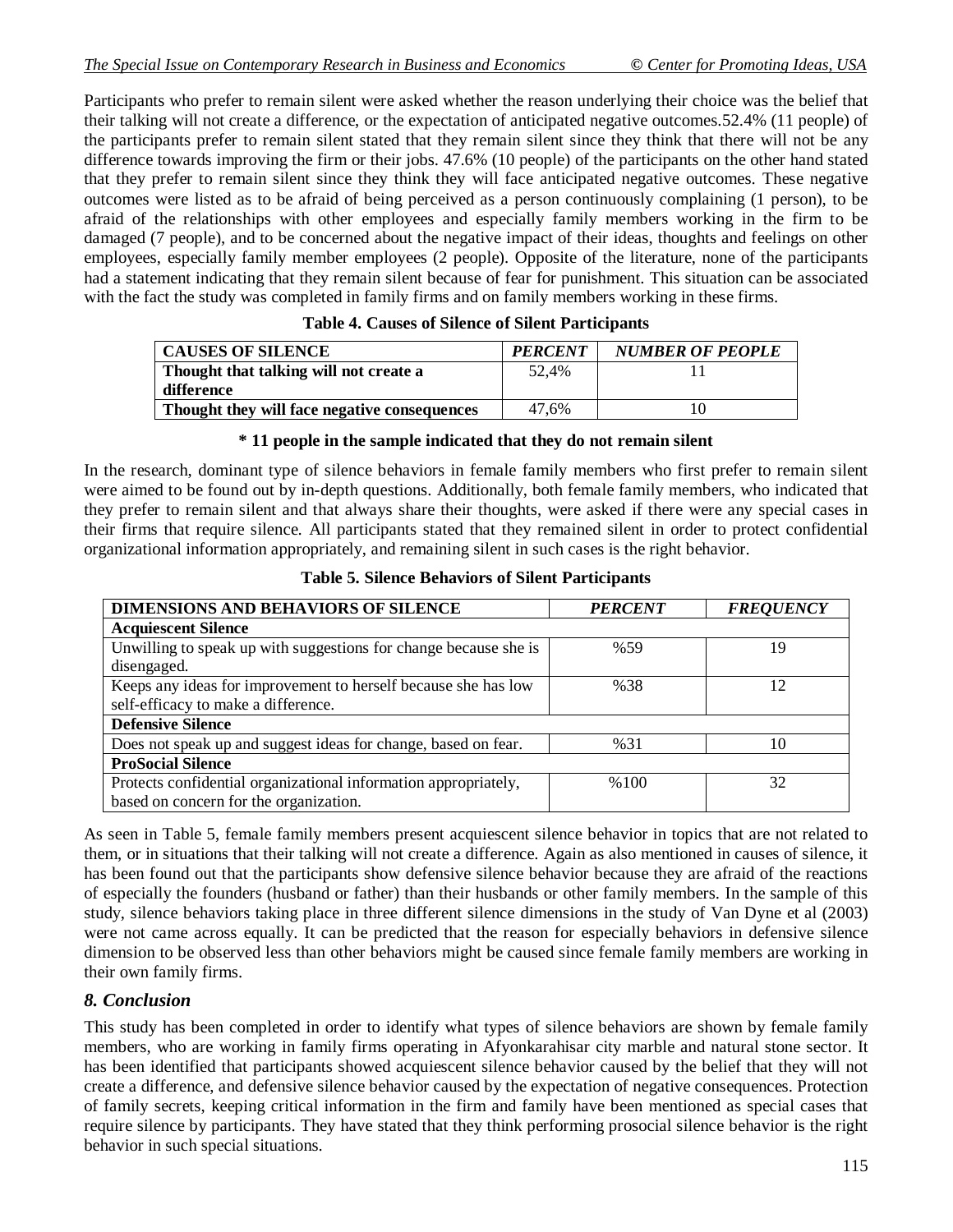Participants who prefer to remain silent were asked whether the reason underlying their choice was the belief that their talking will not create a difference, or the expectation of anticipated negative outcomes.52.4% (11 people) of the participants prefer to remain silent stated that they remain silent since they think that there will not be any difference towards improving the firm or their jobs. 47.6% (10 people) of the participants on the other hand stated that they prefer to remain silent since they think they will face anticipated negative outcomes. These negative outcomes were listed as to be afraid of being perceived as a person continuously complaining (1 person), to be afraid of the relationships with other employees and especially family members working in the firm to be damaged (7 people), and to be concerned about the negative impact of their ideas, thoughts and feelings on other employees, especially family member employees (2 people). Opposite of the literature, none of the participants had a statement indicating that they remain silent because of fear for punishment. This situation can be associated with the fact the study was completed in family firms and on family members working in these firms.

**Table 4. Causes of Silence of Silent Participants**

| CAUSES OF SILENCE | *PERCENT* | *NUMBER OF PEOPLE* |
|---|---|---|
| **Thought that talking will not create a difference** | 52,4% | 11 |
| **Thought they will face negative consequences** | 47,6% | 10 |

**\* 11 people in the sample indicated that they do not remain silent**

In the research, dominant type of silence behaviors in female family members who first prefer to remain silent were aimed to be found out by in-depth questions. Additionally, both female family members, who indicated that they prefer to remain silent and that always share their thoughts, were asked if there were any special cases in their firms that require silence. All participants stated that they remained silent in order to protect confidential organizational information appropriately, and remaining silent in such cases is the right behavior.

**Table 5. Silence Behaviors of Silent Participants**

| DIMENSIONS AND BEHAVIORS OF SILENCE | *PERCENT* | *FREQUENCY* |
|---|---|---|
| **Acquiescent Silence** | | |
| Unwilling to speak up with suggestions for change because she is disengaged. | %59 | 19 |
| Keeps any ideas for improvement to herself because she has low self-efficacy to make a difference. | %38 | 12 |
| **Defensive Silence** | | |
| Does not speak up and suggest ideas for change, based on fear. | %31 | 10 |
| **ProSocial Silence** | | |
| Protects confidential organizational information appropriately, based on concern for the organization. | %100 | 32 |

As seen in Table 5, female family members present acquiescent silence behavior in topics that are not related to them, or in situations that their talking will not create a difference. Again as also mentioned in causes of silence, it has been found out that the participants show defensive silence behavior because they are afraid of the reactions of especially the founders (husband or father) than their husbands or other family members. In the sample of this study, silence behaviors taking place in three different silence dimensions in the study of Van Dyne et al (2003) were not came across equally. It can be predicted that the reason for especially behaviors in defensive silence dimension to be observed less than other behaviors might be caused since female family members are working in their own family firms.

## *8. Conclusion*

This study has been completed in order to identify what types of silence behaviors are shown by female family members, who are working in family firms operating in Afyonkarahisar city marble and natural stone sector. It has been identified that participants showed acquiescent silence behavior caused by the belief that they will not create a difference, and defensive silence behavior caused by the expectation of negative consequences. Protection of family secrets, keeping critical information in the firm and family have been mentioned as special cases that require silence by participants. They have stated that they think performing prosocial silence behavior is the right behavior in such special situations.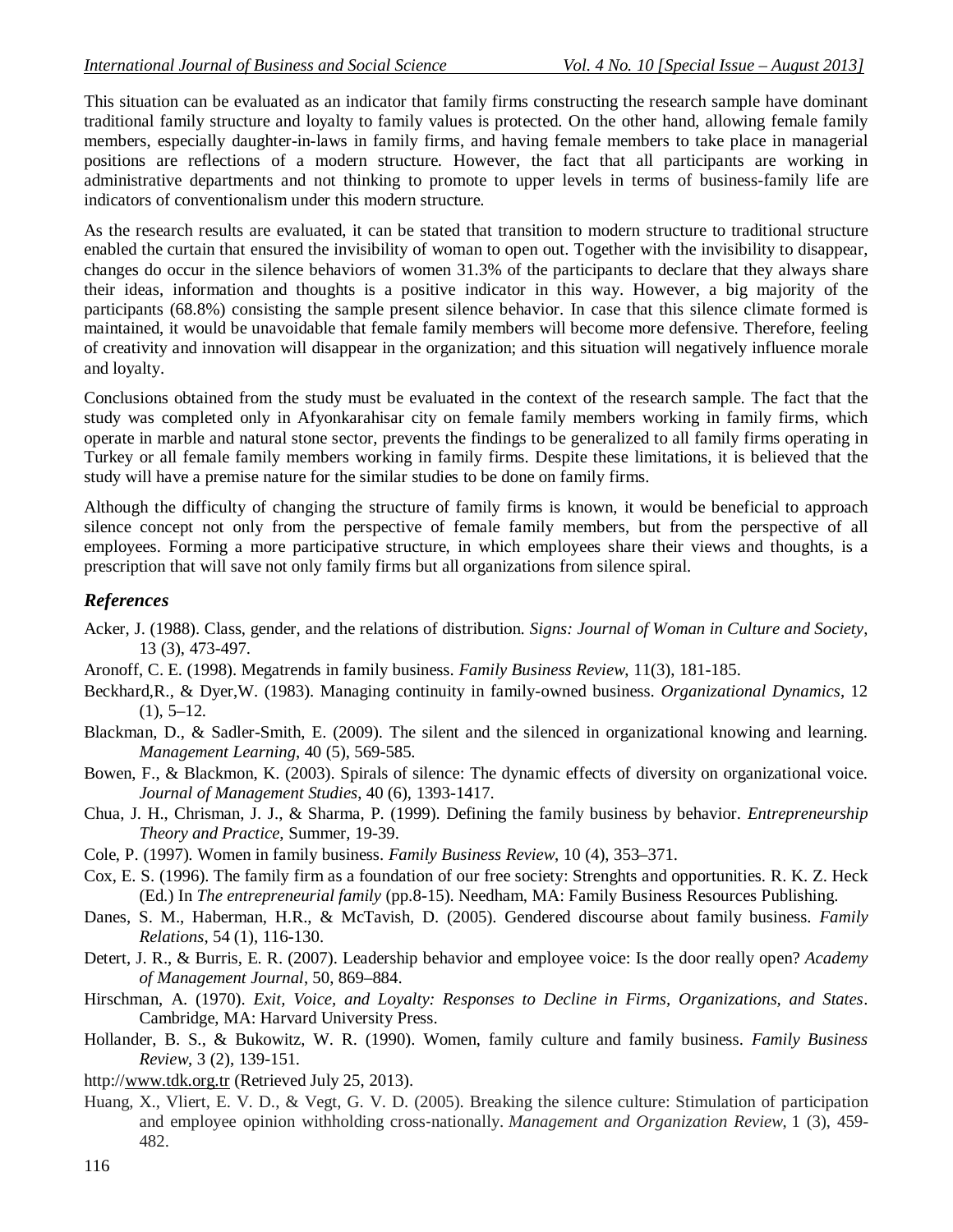This situation can be evaluated as an indicator that family firms constructing the research sample have dominant traditional family structure and loyalty to family values is protected. On the other hand, allowing female family members, especially daughter-in-laws in family firms, and having female members to take place in managerial positions are reflections of a modern structure. However, the fact that all participants are working in administrative departments and not thinking to promote to upper levels in terms of business-family life are indicators of conventionalism under this modern structure.

As the research results are evaluated, it can be stated that transition to modern structure to traditional structure enabled the curtain that ensured the invisibility of woman to open out. Together with the invisibility to disappear, changes do occur in the silence behaviors of women 31.3% of the participants to declare that they always share their ideas, information and thoughts is a positive indicator in this way. However, a big majority of the participants (68.8%) consisting the sample present silence behavior. In case that this silence climate formed is maintained, it would be unavoidable that female family members will become more defensive. Therefore, feeling of creativity and innovation will disappear in the organization; and this situation will negatively influence morale and loyalty.

Conclusions obtained from the study must be evaluated in the context of the research sample. The fact that the study was completed only in Afyonkarahisar city on female family members working in family firms, which operate in marble and natural stone sector, prevents the findings to be generalized to all family firms operating in Turkey or all female family members working in family firms. Despite these limitations, it is believed that the study will have a premise nature for the similar studies to be done on family firms.

Although the difficulty of changing the structure of family firms is known, it would be beneficial to approach silence concept not only from the perspective of female family members, but from the perspective of all employees. Forming a more participative structure, in which employees share their views and thoughts, is a prescription that will save not only family firms but all organizations from silence spiral.

## *References*

Acker, J. (1988). Class, gender, and the relations of distribution. *Signs: Journal of Woman in Culture and Society*, 13 (3), 473-497.

Aronoff, C. E. (1998). Megatrends in family business. *Family Business Review*, 11(3), 181-185.

Beckhard,R., & Dyer,W. (1983). Managing continuity in family-owned business. *Organizational Dynamics*, 12 (1), 5–12.

Blackman, D., & Sadler-Smith, E. (2009). The silent and the silenced in organizational knowing and learning. *Management Learning*, 40 (5), 569-585.

Bowen, F., & Blackmon, K. (2003). Spirals of silence: The dynamic effects of diversity on organizational voice. *Journal of Management Studies*, 40 (6), 1393-1417.

Chua, J. H., Chrisman, J. J., & Sharma, P. (1999). Defining the family business by behavior. *Entrepreneurship Theory and Practice*, Summer, 19-39.

Cole, P. (1997). Women in family business. *Family Business Review*, 10 (4), 353–371.

Cox, E. S. (1996). The family firm as a foundation of our free society: Strenghts and opportunities. R. K. Z. Heck (Ed.) In *The entrepreneurial family* (pp.8-15). Needham, MA: Family Business Resources Publishing.

Danes, S. M., Haberman, H.R., & McTavish, D. (2005). Gendered discourse about family business. *Family Relations*, 54 (1), 116-130.

Detert, J. R., & Burris, E. R. (2007). Leadership behavior and employee voice: Is the door really open? *Academy of Management Journal*, 50, 869–884.

Hirschman, A. (1970). *Exit, Voice, and Loyalty: Responses to Decline in Firms, Organizations, and States*. Cambridge, MA: Harvard University Press.

Hollander, B. S., & Bukowitz, W. R. (1990). Women, family culture and family business. *Family Business Review*, 3 (2), 139-151.

http://www.tdk.org.tr (Retrieved July 25, 2013).

Huang, X., Vliert, E. V. D., & Vegt, G. V. D. (2005). Breaking the silence culture: Stimulation of participation and employee opinion withholding cross-nationally. *Management and Organization Review*, 1 (3), 459-482.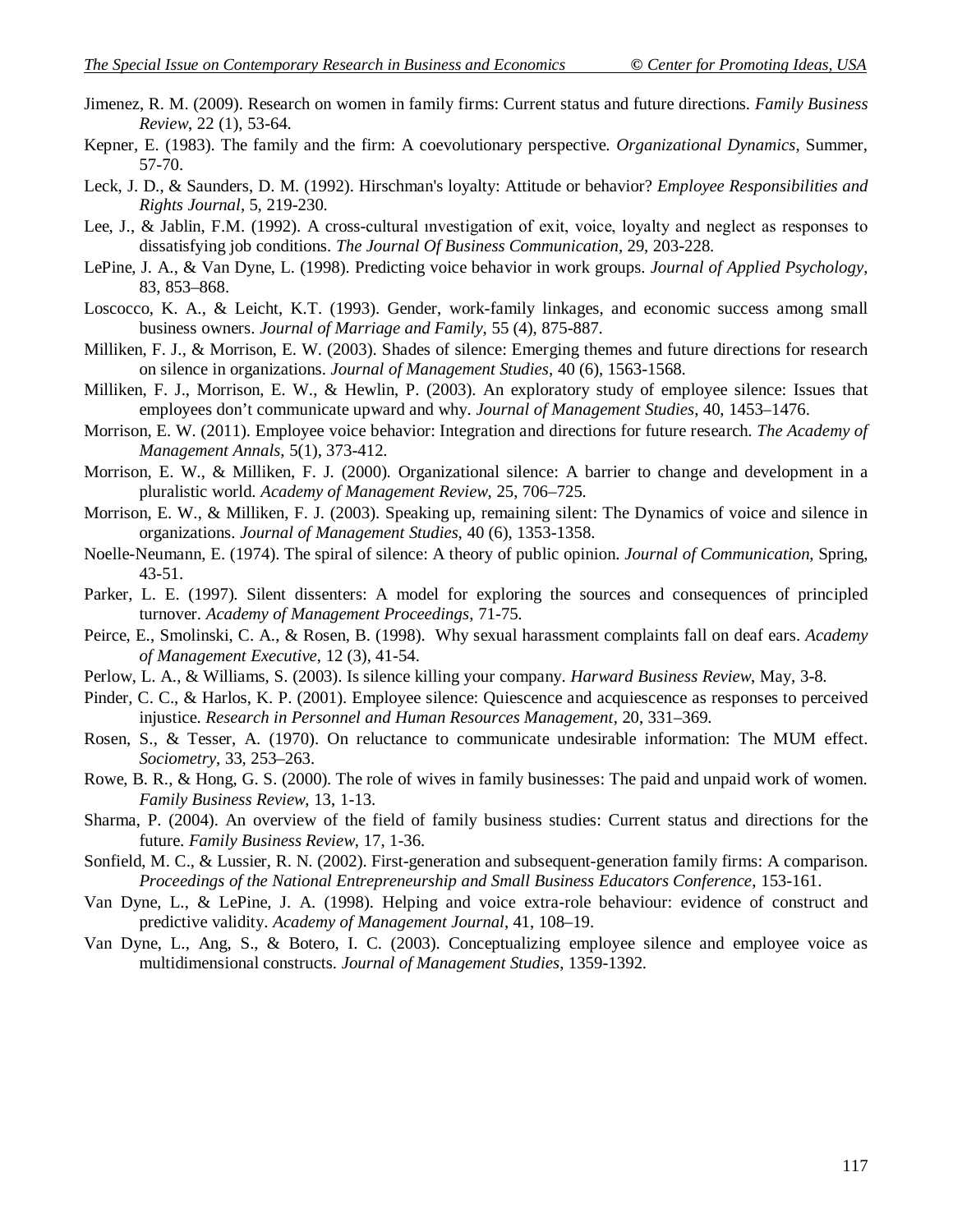Jimenez, R. M. (2009). Research on women in family firms: Current status and future directions. *Family Business Review*, 22 (1), 53-64.

Kepner, E. (1983). The family and the firm: A coevolutionary perspective. *Organizational Dynamics*, Summer, 57-70.

Leck, J. D., & Saunders, D. M. (1992). Hirschman's loyalty: Attitude or behavior? *Employee Responsibilities and Rights Journal*, 5, 219-230.

Lee, J., & Jablin, F.M. (1992). A cross-cultural ınvestigation of exit, voice, loyalty and neglect as responses to dissatisfying job conditions. *The Journal Of Business Communication*, 29, 203-228.

LePine, J. A., & Van Dyne, L. (1998). Predicting voice behavior in work groups. *Journal of Applied Psychology*, 83, 853–868.

Loscocco, K. A., & Leicht, K.T. (1993). Gender, work-family linkages, and economic success among small business owners. *Journal of Marriage and Family*, 55 (4), 875-887.

Milliken, F. J., & Morrison, E. W. (2003). Shades of silence: Emerging themes and future directions for research on silence in organizations. *Journal of Management Studies*, 40 (6), 1563-1568.

Milliken, F. J., Morrison, E. W., & Hewlin, P. (2003). An exploratory study of employee silence: Issues that employees don't communicate upward and why. *Journal of Management Studies*, 40, 1453–1476.

Morrison, E. W. (2011). Employee voice behavior: Integration and directions for future research. *The Academy of Management Annals*, 5(1), 373-412.

Morrison, E. W., & Milliken, F. J. (2000). Organizational silence: A barrier to change and development in a pluralistic world. *Academy of Management Review*, 25, 706–725.

Morrison, E. W., & Milliken, F. J. (2003). Speaking up, remaining silent: The Dynamics of voice and silence in organizations. *Journal of Management Studies*, 40 (6), 1353-1358.

Noelle-Neumann, E. (1974). The spiral of silence: A theory of public opinion. *Journal of Communication*, Spring, 43-51.

Parker, L. E. (1997). Silent dissenters: A model for exploring the sources and consequences of principled turnover. *Academy of Management Proceedings*, 71-75.

Peirce, E., Smolinski, C. A., & Rosen, B. (1998). Why sexual harassment complaints fall on deaf ears. *Academy of Management Executive*, 12 (3), 41-54.

Perlow, L. A., & Williams, S. (2003). Is silence killing your company. *Harward Business Review*, May, 3-8.

Pinder, C. C., & Harlos, K. P. (2001). Employee silence: Quiescence and acquiescence as responses to perceived injustice. *Research in Personnel and Human Resources Management*, 20, 331–369.

Rosen, S., & Tesser, A. (1970). On reluctance to communicate undesirable information: The MUM effect. *Sociometry*, 33, 253–263.

Rowe, B. R., & Hong, G. S. (2000). The role of wives in family businesses: The paid and unpaid work of women. *Family Business Review*, 13, 1-13.

Sharma, P. (2004). An overview of the field of family business studies: Current status and directions for the future. *Family Business Review*, 17, 1-36.

Sonfield, M. C., & Lussier, R. N. (2002). First-generation and subsequent-generation family firms: A comparison. *Proceedings of the National Entrepreneurship and Small Business Educators Conference*, 153-161.

Van Dyne, L., & LePine, J. A. (1998). Helping and voice extra-role behaviour: evidence of construct and predictive validity. *Academy of Management Journal*, 41, 108–19.

Van Dyne, L., Ang, S., & Botero, I. C. (2003). Conceptualizing employee silence and employee voice as multidimensional constructs. *Journal of Management Studies*, 1359-1392.